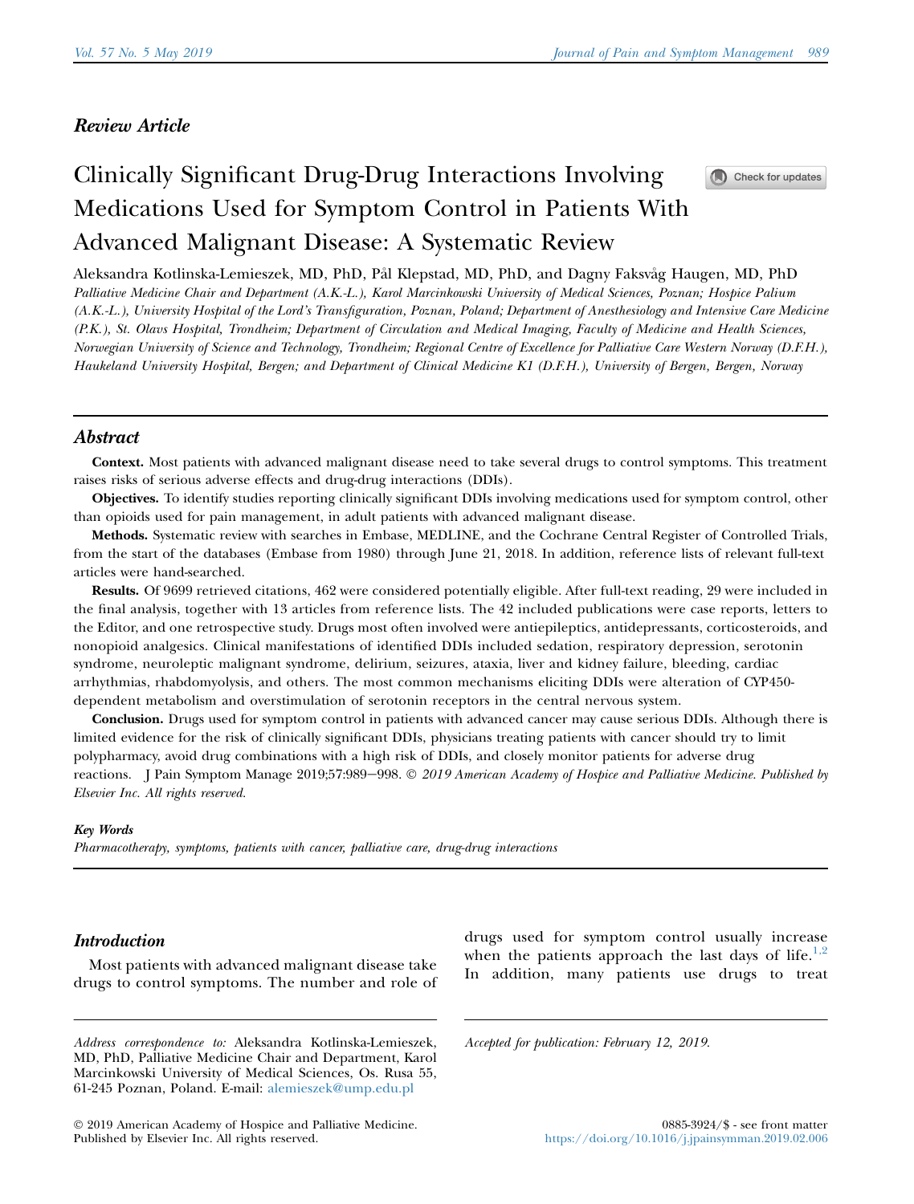*Review Article*

# Clinically Significant Drug-Drug Interactions Involving Medications Used for Symptom Control in Patients With Advanced Malignant Disease: A Systematic Review

Aleksandra Kotlinska-Lemieszek, MD, PhD, Pål Klepstad, MD, PhD, and Dagny Faksvåg Haugen, MD, PhD

*Palliative Medicine Chair and Department (A.K.-L.), Karol Marcinkowski University of Medical Sciences, Poznan; Hospice Palium (A.K.-L.), University Hospital of the Lord's Transfiguration, Poznan, Poland; Department of Anesthesiology and Intensive Care Medicine (P.K.), St. Olavs Hospital, Trondheim; Department of Circulation and Medical Imaging, Faculty of Medicine and Health Sciences, Norwegian University of Science and Technology, Trondheim; Regional Centre of Excellence for Palliative Care Western Norway (D.F.H.), Haukeland University Hospital, Bergen; and Department of Clinical Medicine K1 (D.F.H.), University of Bergen, Bergen, Norway*

## Abstract

**Context.** Most patients with advanced malignant disease need to take several drugs to control symptoms. This treatment raises risks of serious adverse effects and drug-drug interactions (DDIs).

**Objectives.** To identify studies reporting clinically significant DDIs involving medications used for symptom control, other than opioids used for pain management, in adult patients with advanced malignant disease.

**Methods.** Systematic review with searches in Embase, MEDLINE, and the Cochrane Central Register of Controlled Trials, from the start of the databases (Embase from 1980) through June 21, 2018. In addition, reference lists of relevant full-text articles were hand-searched.

**Results.** Of 9699 retrieved citations, 462 were considered potentially eligible. After full-text reading, 29 were included in the final analysis, together with 13 articles from reference lists. The 42 included publications were case reports, letters to the Editor, and one retrospective study. Drugs most often involved were antiepileptics, antidepressants, corticosteroids, and nonopioid analgesics. Clinical manifestations of identified DDIs included sedation, respiratory depression, serotonin syndrome, neuroleptic malignant syndrome, delirium, seizures, ataxia, liver and kidney failure, bleeding, cardiac arrhythmias, rhabdomyolysis, and others. The most common mechanisms eliciting DDIs were alteration of CYP450-dependent metabolism and overstimulation of serotonin receptors in the central nervous system.

**Conclusion.** Drugs used for symptom control in patients with advanced cancer may cause serious DDIs. Although there is limited evidence for the risk of clinically significant DDIs, physicians treating patients with cancer should try to limit polypharmacy, avoid drug combinations with a high risk of DDIs, and closely monitor patients for adverse drug reactions. J Pain Symptom Manage 2019;57:989–998. © *2019 American Academy of Hospice and Palliative Medicine. Published by Elsevier Inc. All rights reserved.*

### *Key Words*

*Pharmacotherapy, symptoms, patients with cancer, palliative care, drug-drug interactions*

## *Introduction*

Most patients with advanced malignant disease take drugs to control symptoms. The number and role of drugs used for symptom control usually increase when the patients approach the last days of life.[1,2] In addition, many patients use drugs to treat

*Address correspondence to:* Aleksandra Kotlinska-Lemieszek, MD, PhD, Palliative Medicine Chair and Department, Karol Marcinkowski University of Medical Sciences, Os. Rusa 55, 61-245 Poznan, Poland. E-mail: alemieszek@ump.edu.pl

*Accepted for publication: February 12, 2019.*

© 2019 American Academy of Hospice and Palliative Medicine. Published by Elsevier Inc. All rights reserved.

0885-3924/$ - see front matter
https://doi.org/10.1016/j.jpainsymman.2019.02.006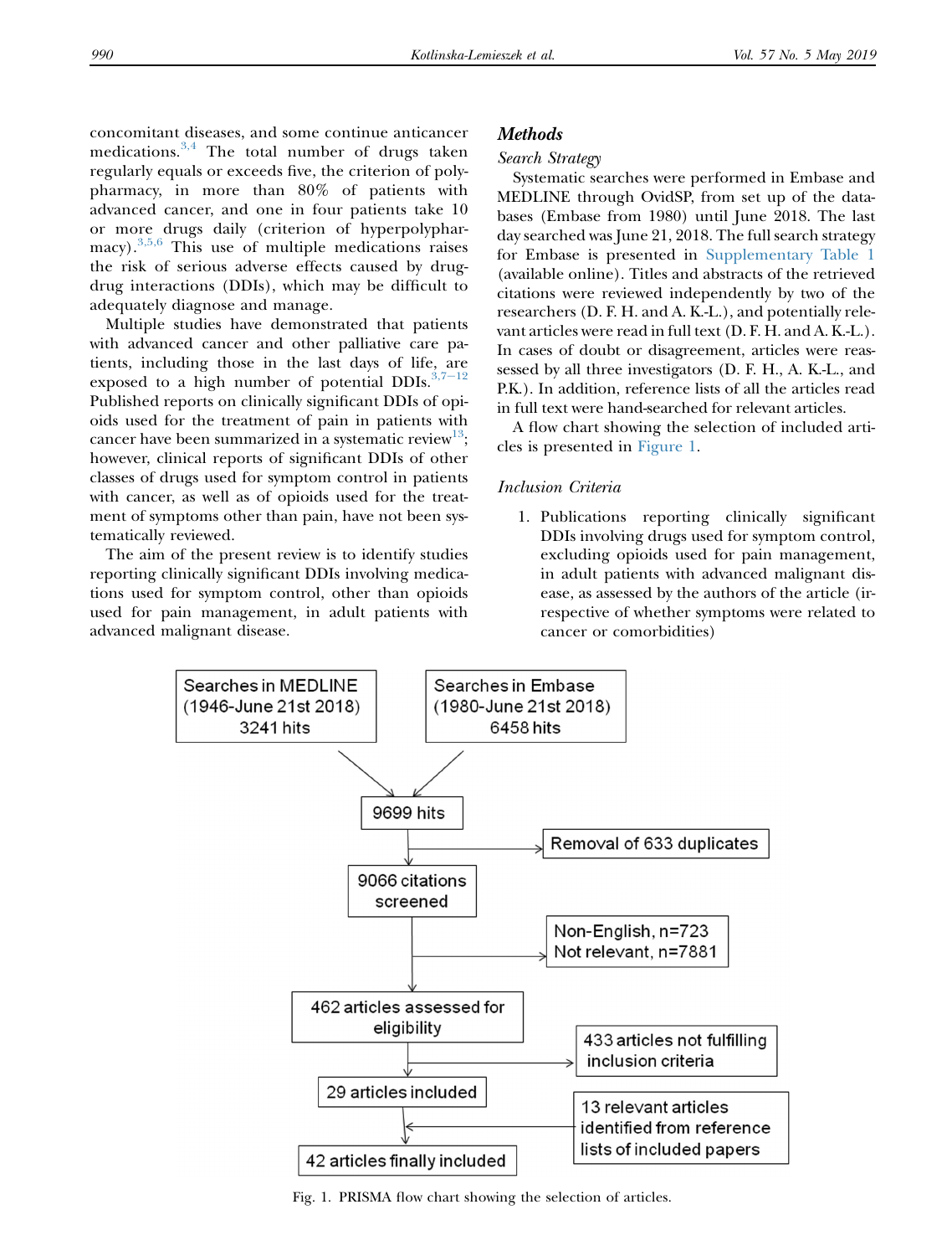concomitant diseases, and some continue anticancer medications.[3,4] The total number of drugs taken regularly equals or exceeds five, the criterion of polypharmacy, in more than 80% of patients with advanced cancer, and one in four patients take 10 or more drugs daily (criterion of hyperpolypharmacy).[3,5,6] This use of multiple medications raises the risk of serious adverse effects caused by drug-drug interactions (DDIs), which may be difficult to adequately diagnose and manage.

Multiple studies have demonstrated that patients with advanced cancer and other palliative care patients, including those in the last days of life, are exposed to a high number of potential DDIs.[3,7–12] Published reports on clinically significant DDIs of opioids used for the treatment of pain in patients with cancer have been summarized in a systematic review[13]; however, clinical reports of significant DDIs of other classes of drugs used for symptom control in patients with cancer, as well as of opioids used for the treatment of symptoms other than pain, have not been systematically reviewed.

The aim of the present review is to identify studies reporting clinically significant DDIs involving medications used for symptom control, other than opioids used for pain management, in adult patients with advanced malignant disease.

## Methods

### *Search Strategy*

Systematic searches were performed in Embase and MEDLINE through OvidSP, from set up of the databases (Embase from 1980) until June 2018. The last day searched was June 21, 2018. The full search strategy for Embase is presented in Supplementary Table 1 (available online). Titles and abstracts of the retrieved citations were reviewed independently by two of the researchers (D. F. H. and A. K.-L.), and potentially relevant articles were read in full text (D. F. H. and A. K.-L.). In cases of doubt or disagreement, articles were reassessed by all three investigators (D. F. H., A. K.-L., and P.K.). In addition, reference lists of all the articles read in full text were hand-searched for relevant articles.

A flow chart showing the selection of included articles is presented in Figure 1.

### *Inclusion Criteria*

1. Publications reporting clinically significant DDIs involving drugs used for symptom control, excluding opioids used for pain management, in adult patients with advanced malignant disease, as assessed by the authors of the article (irrespective of whether symptoms were related to cancer or comorbidities)

Searches in MEDLINE (1946-June 21st 2018) 3241 hits

Searches in Embase (1980-June 21st 2018) 6458 hits

9699 hits

Removal of 633 duplicates

9066 citations screened

Non-English, n=723
Not relevant, n=7881

462 articles assessed for eligibility

433 articles not fulfilling inclusion criteria

29 articles included

13 relevant articles identified from reference lists of included papers

42 articles finally included

Fig. 1. PRISMA flow chart showing the selection of articles.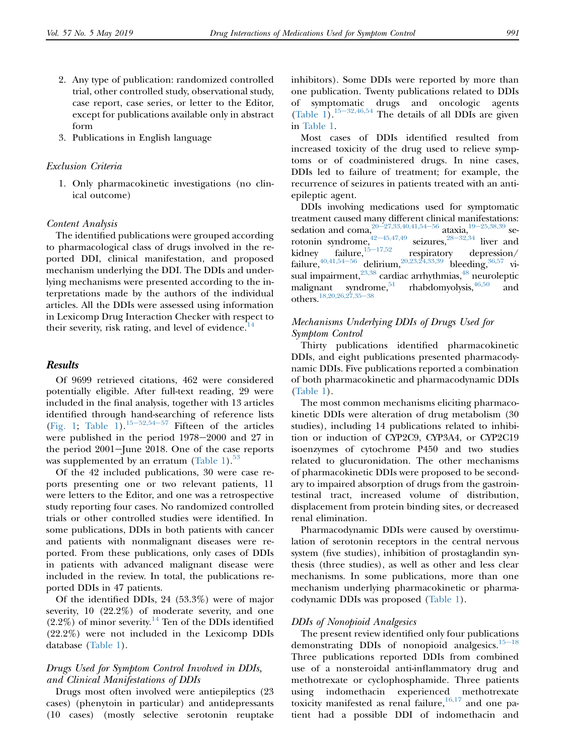2. Any type of publication: randomized controlled trial, other controlled study, observational study, case report, case series, or letter to the Editor, except for publications available only in abstract form
3. Publications in English language

*Exclusion Criteria*

1. Only pharmacokinetic investigations (no clinical outcome)

*Content Analysis*

The identified publications were grouped according to pharmacological class of drugs involved in the reported DDI, clinical manifestation, and proposed mechanism underlying the DDI. The DDIs and underlying mechanisms were presented according to the interpretations made by the authors of the individual articles. All the DDIs were assessed using information in Lexicomp Drug Interaction Checker with respect to their severity, risk rating, and level of evidence.[14]

## Results

Of 9699 retrieved citations, 462 were considered potentially eligible. After full-text reading, 29 were included in the final analysis, together with 13 articles identified through hand-searching of reference lists (Fig. 1; Table 1).[15–52,54–57] Fifteen of the articles were published in the period 1978–2000 and 27 in the period 2001–June 2018. One of the case reports was supplemented by an erratum (Table 1).[53]

Of the 42 included publications, 30 were case reports presenting one or two relevant patients, 11 were letters to the Editor, and one was a retrospective study reporting four cases. No randomized controlled trials or other controlled studies were identified. In some publications, DDIs in both patients with cancer and patients with nonmalignant diseases were reported. From these publications, only cases of DDIs in patients with advanced malignant disease were included in the review. In total, the publications reported DDIs in 47 patients.

Of the identified DDIs, 24 (53.3%) were of major severity, 10 (22.2%) of moderate severity, and one (2.2%) of minor severity.[14] Ten of the DDIs identified (22.2%) were not included in the Lexicomp DDIs database (Table 1).

*Drugs Used for Symptom Control Involved in DDIs, and Clinical Manifestations of DDIs*

Drugs most often involved were antiepileptics (23 cases) (phenytoin in particular) and antidepressants (10 cases) (mostly selective serotonin reuptake inhibitors). Some DDIs were reported by more than one publication. Twenty publications related to DDIs of symptomatic drugs and oncologic agents (Table 1).[15–32,46,54] The details of all DDIs are given in Table 1.

Most cases of DDIs identified resulted from increased toxicity of the drug used to relieve symptoms or of coadministered drugs. In nine cases, DDIs led to failure of treatment; for example, the recurrence of seizures in patients treated with an antiepileptic agent.

DDIs involving medications used for symptomatic treatment caused many different clinical manifestations: sedation and coma,[20–27,33,40,41,54–56] ataxia,[19–25,38,39] serotonin syndrome,[42–45,47,49] seizures,[28–32,34] liver and kidney failure,[15–17,52] respiratory depression/failure,[40,41,54–56] delirium,[20,23,24,33,39] bleeding,[36,57] visual impairment,[23,38] cardiac arrhythmias,[48] neuroleptic malignant syndrome,[51] rhabdomyolysis,[46,50] and others.[18,20,26,27,35–38]

*Mechanisms Underlying DDIs of Drugs Used for Symptom Control*

Thirty publications identified pharmacokinetic DDIs, and eight publications presented pharmacodynamic DDIs. Five publications reported a combination of both pharmacokinetic and pharmacodynamic DDIs (Table 1).

The most common mechanisms eliciting pharmacokinetic DDIs were alteration of drug metabolism (30 studies), including 14 publications related to inhibition or induction of CYP2C9, CYP3A4, or CYP2C19 isoenzymes of cytochrome P450 and two studies related to glucuronidation. The other mechanisms of pharmacokinetic DDIs were proposed to be secondary to impaired absorption of drugs from the gastrointestinal tract, increased volume of distribution, displacement from protein binding sites, or decreased renal elimination.

Pharmacodynamic DDIs were caused by overstimulation of serotonin receptors in the central nervous system (five studies), inhibition of prostaglandin synthesis (three studies), as well as other and less clear mechanisms. In some publications, more than one mechanism underlying pharmacokinetic or pharmacodynamic DDIs was proposed (Table 1).

*DDIs of Nonopioid Analgesics*

The present review identified only four publications demonstrating DDIs of nonopioid analgesics.[15–18] Three publications reported DDIs from combined use of a nonsteroidal anti-inflammatory drug and methotrexate or cyclophosphamide. Three patients using indomethacin experienced methotrexate toxicity manifested as renal failure,[16,17] and one patient had a possible DDI of indomethacin and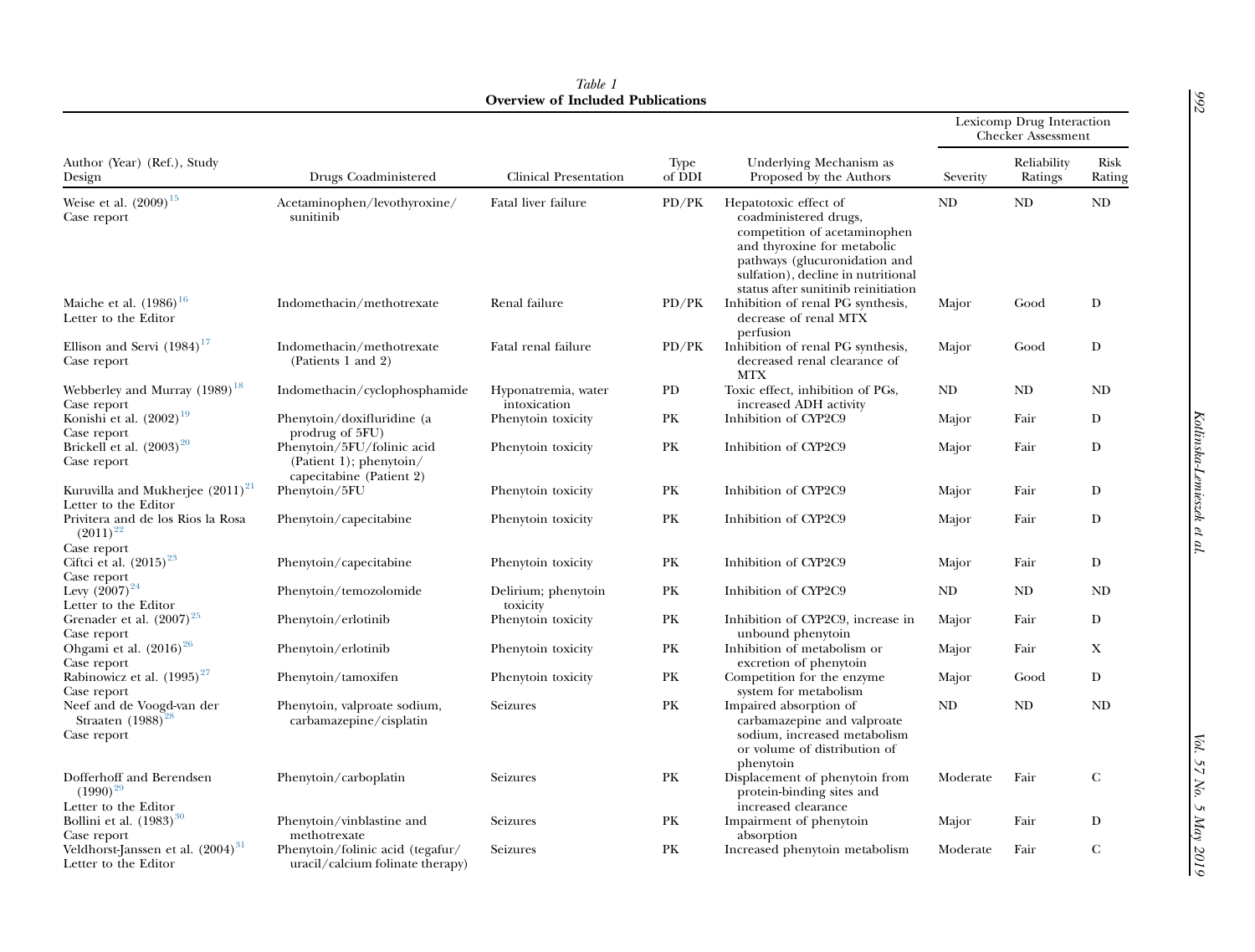*Table 1*
**Overview of Included Publications**

| Author (Year) (Ref.), Study Design | Drugs Coadministered | Clinical Presentation | Type of DDI | Underlying Mechanism as Proposed by the Authors | Lexicomp Drug Interaction Checker Assessment | | |
|---|---|---|---|---|---|---|---|
| | | | | | Severity | Reliability Ratings | Risk Rating |
| Weise et al. (2009)[15] Case report | Acetaminophen/levothyroxine/sunitinib | Fatal liver failure | PD/PK | Hepatotoxic effect of coadministered drugs, competition of acetaminophen and thyroxine for metabolic pathways (glucuronidation and sulfation), decline in nutritional status after sunitinib reinitiation | ND | ND | ND |
| Maiche et al. (1986)[16] Letter to the Editor | Indomethacin/methotrexate | Renal failure | PD/PK | Inhibition of renal PG synthesis, decrease of renal MTX perfusion | Major | Good | D |
| Ellison and Servi (1984)[17] Case report | Indomethacin/methotrexate (Patients 1 and 2) | Fatal renal failure | PD/PK | Inhibition of renal PG synthesis, decreased renal clearance of MTX | Major | Good | D |
| Webberley and Murray (1989)[18] Case report | Indomethacin/cyclophosphamide | Hyponatremia, water intoxication | PD | Toxic effect, inhibition of PGs, increased ADH activity | ND | ND | ND |
| Konishi et al. (2002)[19] Case report | Phenytoin/doxifluridine (a prodrug of 5FU) | Phenytoin toxicity | PK | Inhibition of CYP2C9 | Major | Fair | D |
| Brickell et al. (2003)[20] Case report | Phenytoin/5FU/folinic acid (Patient 1); phenytoin/capecitabine (Patient 2) | Phenytoin toxicity | PK | Inhibition of CYP2C9 | Major | Fair | D |
| Kuruvilla and Mukherjee (2011)[21] Letter to the Editor | Phenytoin/5FU | Phenytoin toxicity | PK | Inhibition of CYP2C9 | Major | Fair | D |
| Privitera and de los Rios la Rosa (2011)[22] Case report | Phenytoin/capecitabine | Phenytoin toxicity | PK | Inhibition of CYP2C9 | Major | Fair | D |
| Ciftci et al. (2015)[23] Case report | Phenytoin/capecitabine | Phenytoin toxicity | PK | Inhibition of CYP2C9 | Major | Fair | D |
| Levy (2007)[24] Letter to the Editor | Phenytoin/temozolomide | Delirium; phenytoin toxicity | PK | Inhibition of CYP2C9 | ND | ND | ND |
| Grenader et al. (2007)[25] Case report | Phenytoin/erlotinib | Phenytoin toxicity | PK | Inhibition of CYP2C9, increase in unbound phenytoin | Major | Fair | D |
| Ohgami et al. (2016)[26] Case report | Phenytoin/erlotinib | Phenytoin toxicity | PK | Inhibition of metabolism or excretion of phenytoin | Major | Fair | X |
| Rabinowicz et al. (1995)[27] Case report | Phenytoin/tamoxifen | Phenytoin toxicity | PK | Competition for the enzyme system for metabolism | Major | Good | D |
| Neef and de Voogd-van der Straaten (1988)[28] Case report | Phenytoin, valproate sodium, carbamazepine/cisplatin | Seizures | PK | Impaired absorption of carbamazepine and valproate sodium, increased metabolism or volume of distribution of phenytoin | ND | ND | ND |
| Dofferhoff and Berendsen (1990)[29] Letter to the Editor | Phenytoin/carboplatin | Seizures | PK | Displacement of phenytoin from protein-binding sites and increased clearance | Moderate | Fair | C |
| Bollini et al. (1983)[30] Case report | Phenytoin/vinblastine and methotrexate | Seizures | PK | Impairment of phenytoin absorption | Major | Fair | D |
| Veldhorst-Janssen et al. (2004)[31] Letter to the Editor | Phenytoin/folinic acid (tegafur/uracil/calcium folinate therapy) | Seizures | PK | Increased phenytoin metabolism | Moderate | Fair | C |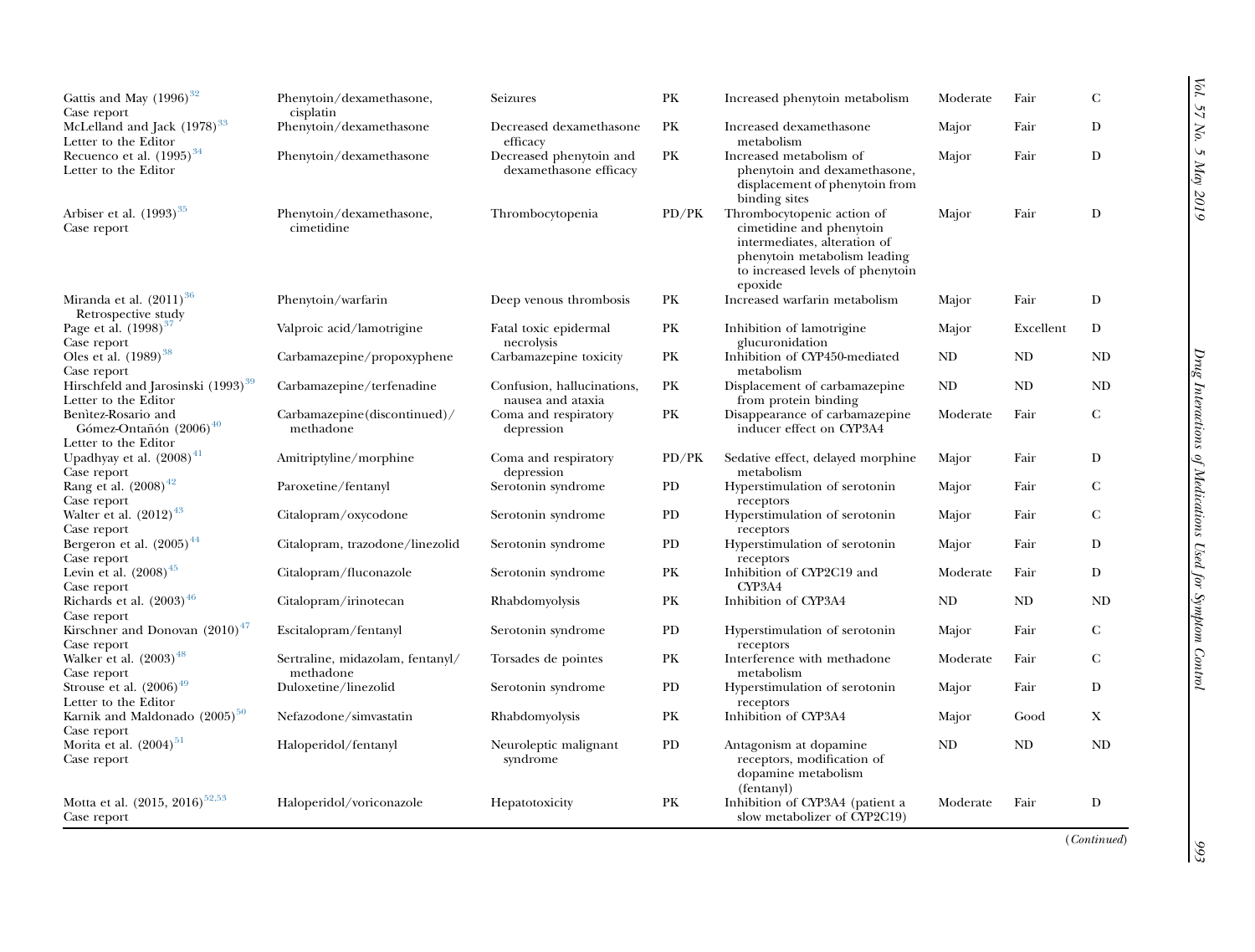| | | | | | | | |
|---|---|---|---|---|---|---|---|
| Gattis and May (1996)[32] Case report | Phenytoin/dexamethasone, cisplatin | Seizures | PK | Increased phenytoin metabolism | Moderate | Fair | C |
| McLelland and Jack (1978)[33] Letter to the Editor | Phenytoin/dexamethasone | Decreased dexamethasone efficacy | PK | Increased dexamethasone metabolism | Major | Fair | D |
| Recuenco et al. (1995)[34] Letter to the Editor | Phenytoin/dexamethasone | Decreased phenytoin and dexamethasone efficacy | PK | Increased metabolism of phenytoin and dexamethasone, displacement of phenytoin from binding sites | Major | Fair | D |
| Arbiser et al. (1993)[35] Case report | Phenytoin/dexamethasone, cimetidine | Thrombocytopenia | PD/PK | Thrombocytopenic action of cimetidine and phenytoin intermediates, alteration of phenytoin metabolism leading to increased levels of phenytoin epoxide | Major | Fair | D |
| Miranda et al. (2011)[36] Retrospective study | Phenytoin/warfarin | Deep venous thrombosis | PK | Increased warfarin metabolism | Major | Fair | D |
| Page et al. (1998)[37] Case report | Valproic acid/lamotrigine | Fatal toxic epidermal necrolysis | PK | Inhibition of lamotrigine glucuronidation | Major | Excellent | D |
| Oles et al. (1989)[38] Case report | Carbamazepine/propoxyphene | Carbamazepine toxicity | PK | Inhibition of CYP450-mediated metabolism | ND | ND | ND |
| Hirschfeld and Jarosinski (1993)[39] Letter to the Editor | Carbamazepine/terfenadine | Confusion, hallucinations, nausea and ataxia | PK | Displacement of carbamazepine from protein binding | ND | ND | ND |
| Benìtez-Rosario and Gómez-Ontañón (2006)[40] Letter to the Editor | Carbamazepine(discontinued)/ methadone | Coma and respiratory depression | PK | Disappearance of carbamazepine inducer effect on CYP3A4 | Moderate | Fair | C |
| Upadhyay et al. (2008)[41] Case report | Amitriptyline/morphine | Coma and respiratory depression | PD/PK | Sedative effect, delayed morphine metabolism | Major | Fair | D |
| Rang et al. (2008)[42] Case report | Paroxetine/fentanyl | Serotonin syndrome | PD | Hyperstimulation of serotonin receptors | Major | Fair | C |
| Walter et al. (2012)[43] Case report | Citalopram/oxycodone | Serotonin syndrome | PD | Hyperstimulation of serotonin receptors | Major | Fair | C |
| Bergeron et al. (2005)[44] Case report | Citalopram, trazodone/linezolid | Serotonin syndrome | PD | Hyperstimulation of serotonin receptors | Major | Fair | D |
| Levin et al. (2008)[45] Case report | Citalopram/fluconazole | Serotonin syndrome | PK | Inhibition of CYP2C19 and CYP3A4 | Moderate | Fair | D |
| Richards et al. (2003)[46] Case report | Citalopram/irinotecan | Rhabdomyolysis | PK | Inhibition of CYP3A4 | ND | ND | ND |
| Kirschner and Donovan (2010)[47] Case report | Escitalopram/fentanyl | Serotonin syndrome | PD | Hyperstimulation of serotonin receptors | Major | Fair | C |
| Walker et al. (2003)[48] Case report | Sertraline, midazolam, fentanyl/ methadone | Torsades de pointes | PK | Interference with methadone metabolism | Moderate | Fair | C |
| Strouse et al. (2006)[49] Letter to the Editor | Duloxetine/linezolid | Serotonin syndrome | PD | Hyperstimulation of serotonin receptors | Major | Fair | D |
| Karnik and Maldonado (2005)[50] Case report | Nefazodone/simvastatin | Rhabdomyolysis | PK | Inhibition of CYP3A4 | Major | Good | X |
| Morita et al. (2004)[51] Case report | Haloperidol/fentanyl | Neuroleptic malignant syndrome | PD | Antagonism at dopamine receptors, modification of dopamine metabolism (fentanyl) | ND | ND | ND |
| Motta et al. (2015, 2016)[52,53] Case report | Haloperidol/voriconazole | Hepatotoxicity | PK | Inhibition of CYP3A4 (patient a slow metabolizer of CYP2C19) | Moderate | Fair | D |

(*Continued*)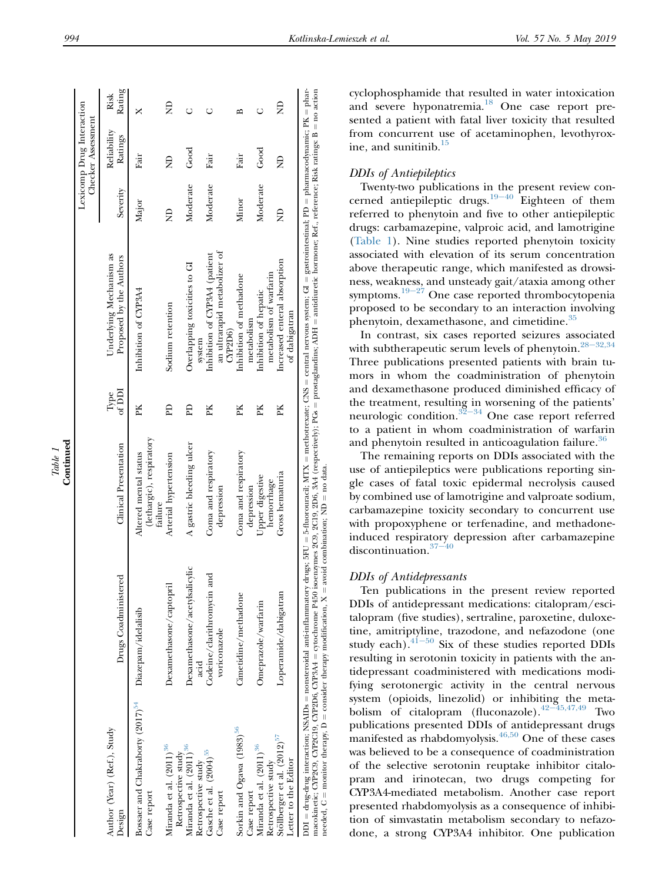Table 1
**Continued**

| Author (Year) (Ref.), Study Design | Drugs Coadministered | Clinical Presentation | Type of DDI | Underlying Mechanism as Proposed by the Authors | Lexicomp Drug Interaction Checker Assessment | | |
|---|---|---|---|---|---|---|---|
| | | | | | Severity | Reliability Ratings | Risk Rating |
| Bossaer and Chakraborty (2017)[54] Case report | Diazepam/idelalisib | Altered mental status (lethargic), respiratory failure | PK | Inhibition of CYP3A4 | Major | Fair | X |
| Miranda et al. (2011)[36] Retrospective study | Dexamethasone/captopril | Arterial hypertension | PD | Sodium retention | ND | ND | ND |
| Miranda et al. (2011)[36] Retrospective study | Dexamethasone/acetylsalicylic acid | A gastric bleeding ulcer | PD | Overlapping toxicities to GI system | Moderate | Good | C |
| Gasche et al. (2004)[55] Case report | Codeine/clarithromycin and voriconazole | Coma and respiratory depression | PK | Inhibition of CYP3A4 (patient an ultrarapid metabolizer of CYP2D6) | Moderate | Fair | C |
| Sorkin and Ogawa (1983)[56] Case report | Cimetidine/methadone | Coma and respiratory depression | PK | Inhibition of methadone metabolism | Minor | Fair | B |
| Miranda et al. (2011)[36] Retrospective study | Omeprazole/warfarin | Upper digestive hemorrhage | PK | Inhibition of hepatic metabolism of warfarin | Moderate | Good | C |
| Stöllberger et al. (2012)[57] Letter to the Editor | Loperamide/dabigatran | Gross hematuria | PK | Increased enteral absorption of dabigatran | ND | ND | ND |

DDI = drug-drug interaction; NSAIDs = nonsteroidal anti-inflammatory drugs; 5FU = 5-fluorouracil; MTX = methotrexate; CNS = central nervous system; GI = gastrointestinal; PD = pharmacodynamic; PK = pharmacokinetic; CYP2C9, CYP2C19, CYP2D6, CYP3A4 = cytochrome P450 isoenzymes 2C9, 2C19, 2D6, 3A4 (respectively); PGs = prostaglandins; ADH = antidiuretic hormone; Ref., reference; Risk ratings: B = no action needed, C = monitor therapy, D = consider therapy modification, X = avoid combination; ND = no data.

cyclophosphamide that resulted in water intoxication and severe hyponatremia.[18] One case report presented a patient with fatal liver toxicity that resulted from concurrent use of acetaminophen, levothyroxine, and sunitinib.[15]

## *DDIs of Antiepileptics*

Twenty-two publications in the present review concerned antiepileptic drugs.[19–40] Eighteen of them referred to phenytoin and five to other antiepileptic drugs: carbamazepine, valproic acid, and lamotrigine (Table 1). Nine studies reported phenytoin toxicity associated with elevation of its serum concentration above therapeutic range, which manifested as drowsiness, weakness, and unsteady gait/ataxia among other symptoms.[19–27] One case reported thrombocytopenia proposed to be secondary to an interaction involving phenytoin, dexamethasone, and cimetidine.[35]

In contrast, six cases reported seizures associated with subtherapeutic serum levels of phenytoin.[28–32,34] Three publications presented patients with brain tumors in whom the coadministration of phenytoin and dexamethasone produced diminished efficacy of the treatment, resulting in worsening of the patients' neurologic condition.[32–34] One case report referred to a patient in whom coadministration of warfarin and phenytoin resulted in anticoagulation failure.[36]

The remaining reports on DDIs associated with the use of antiepileptics were publications reporting single cases of fatal toxic epidermal necrolysis caused by combined use of lamotrigine and valproate sodium, carbamazepine toxicity secondary to concurrent use with propoxyphene or terfenadine, and methadone-induced respiratory depression after carbamazepine discontinuation.[37–40]

## *DDIs of Antidepressants*

Ten publications in the present review reported DDIs of antidepressant medications: citalopram/escitalopram (five studies), sertraline, paroxetine, duloxetine, amitriptyline, trazodone, and nefazodone (one study each).[41–50] Six of these studies reported DDIs resulting in serotonin toxicity in patients with the antidepressant coadministered with medications modifying serotonergic activity in the central nervous system (opioids, linezolid) or inhibiting the metabolism of citalopram (fluconazole).[42–45,47,49] Two publications presented DDIs of antidepressant drugs manifested as rhabdomyolysis.[46,50] One of these cases was believed to be a consequence of coadministration of the selective serotonin reuptake inhibitor citalopram and irinotecan, two drugs competing for CYP3A4-mediated metabolism. Another case report presented rhabdomyolysis as a consequence of inhibition of simvastatin metabolism secondary to nefazodone, a strong CYP3A4 inhibitor. One publication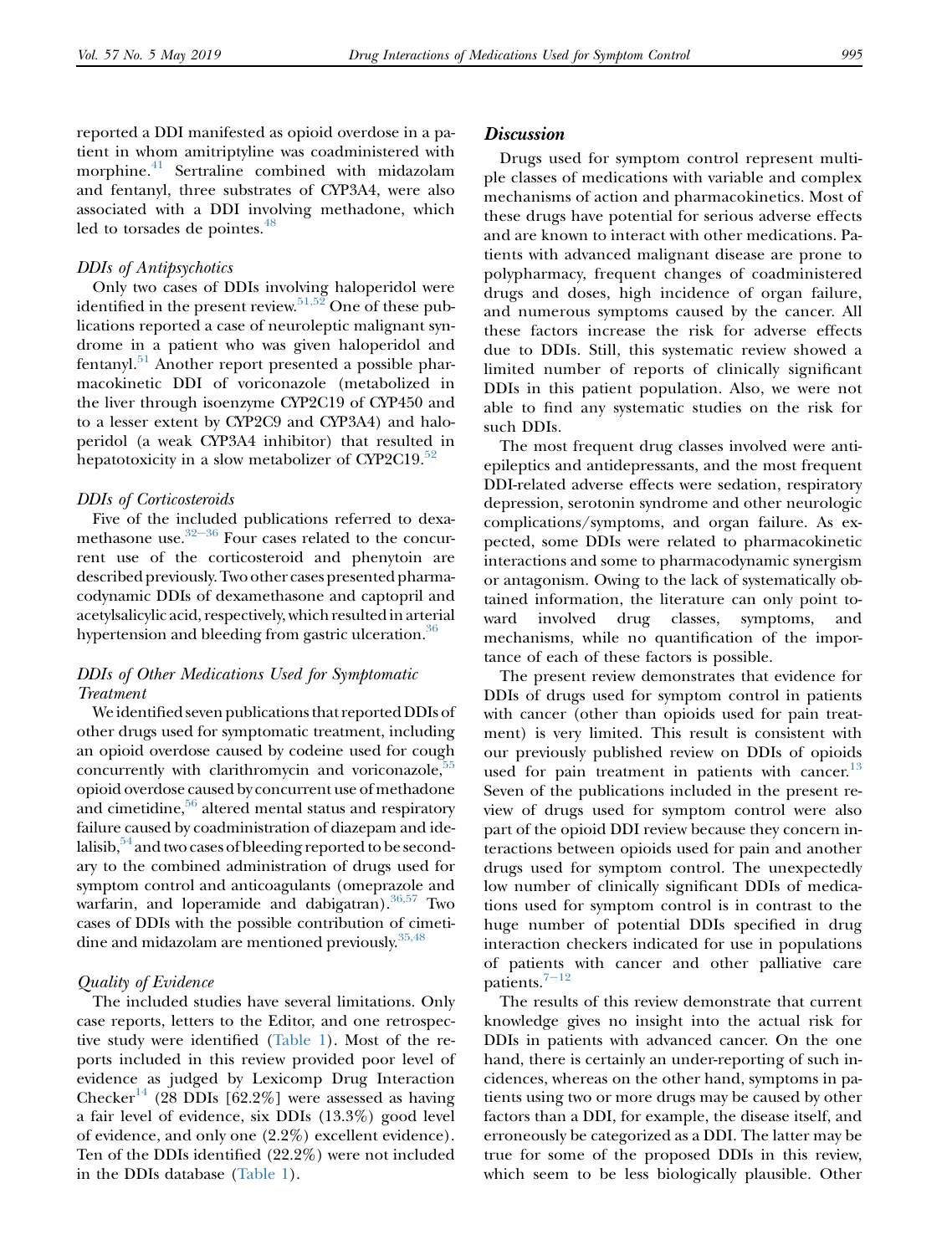reported a DDI manifested as opioid overdose in a patient in whom amitriptyline was coadministered with morphine.[41] Sertraline combined with midazolam and fentanyl, three substrates of CYP3A4, were also associated with a DDI involving methadone, which led to torsades de pointes.[48]

### DDIs of Antipsychotics

Only two cases of DDIs involving haloperidol were identified in the present review.[51,52] One of these publications reported a case of neuroleptic malignant syndrome in a patient who was given haloperidol and fentanyl.[51] Another report presented a possible pharmacokinetic DDI of voriconazole (metabolized in the liver through isoenzyme CYP2C19 of CYP450 and to a lesser extent by CYP2C9 and CYP3A4) and haloperidol (a weak CYP3A4 inhibitor) that resulted in hepatotoxicity in a slow metabolizer of CYP2C19.[52]

### DDIs of Corticosteroids

Five of the included publications referred to dexamethasone use.[32–36] Four cases related to the concurrent use of the corticosteroid and phenytoin are described previously. Two other cases presented pharmacodynamic DDIs of dexamethasone and captopril and acetylsalicylic acid, respectively, which resulted in arterial hypertension and bleeding from gastric ulceration.[36]

### DDIs of Other Medications Used for Symptomatic Treatment

We identified seven publications that reported DDIs of other drugs used for symptomatic treatment, including an opioid overdose caused by codeine used for cough concurrently with clarithromycin and voriconazole,[55] opioid overdose caused by concurrent use of methadone and cimetidine,[56] altered mental status and respiratory failure caused by coadministration of diazepam and idelalisib,[54] and two cases of bleeding reported to be secondary to the combined administration of drugs used for symptom control and anticoagulants (omeprazole and warfarin, and loperamide and dabigatran).[36,57] Two cases of DDIs with the possible contribution of cimetidine and midazolam are mentioned previously.[35,48]

### Quality of Evidence

The included studies have several limitations. Only case reports, letters to the Editor, and one retrospective study were identified (Table 1). Most of the reports included in this review provided poor level of evidence as judged by Lexicomp Drug Interaction Checker[14] (28 DDIs [62.2%] were assessed as having a fair level of evidence, six DDIs (13.3%) good level of evidence, and only one (2.2%) excellent evidence). Ten of the DDIs identified (22.2%) were not included in the DDIs database (Table 1).

## Discussion

Drugs used for symptom control represent multiple classes of medications with variable and complex mechanisms of action and pharmacokinetics. Most of these drugs have potential for serious adverse effects and are known to interact with other medications. Patients with advanced malignant disease are prone to polypharmacy, frequent changes of coadministered drugs and doses, high incidence of organ failure, and numerous symptoms caused by the cancer. All these factors increase the risk for adverse effects due to DDIs. Still, this systematic review showed a limited number of reports of clinically significant DDIs in this patient population. Also, we were not able to find any systematic studies on the risk for such DDIs.

The most frequent drug classes involved were antiepileptics and antidepressants, and the most frequent DDI-related adverse effects were sedation, respiratory depression, serotonin syndrome and other neurologic complications/symptoms, and organ failure. As expected, some DDIs were related to pharmacokinetic interactions and some to pharmacodynamic synergism or antagonism. Owing to the lack of systematically obtained information, the literature can only point toward involved drug classes, symptoms, and mechanisms, while no quantification of the importance of each of these factors is possible.

The present review demonstrates that evidence for DDIs of drugs used for symptom control in patients with cancer (other than opioids used for pain treatment) is very limited. This result is consistent with our previously published review on DDIs of opioids used for pain treatment in patients with cancer.[13] Seven of the publications included in the present review of drugs used for symptom control were also part of the opioid DDI review because they concern interactions between opioids used for pain and another drugs used for symptom control. The unexpectedly low number of clinically significant DDIs of medications used for symptom control is in contrast to the huge number of potential DDIs specified in drug interaction checkers indicated for use in populations of patients with cancer and other palliative care patients.[7–12]

The results of this review demonstrate that current knowledge gives no insight into the actual risk for DDIs in patients with advanced cancer. On the one hand, there is certainly an under-reporting of such incidences, whereas on the other hand, symptoms in patients using two or more drugs may be caused by other factors than a DDI, for example, the disease itself, and erroneously be categorized as a DDI. The latter may be true for some of the proposed DDIs in this review, which seem to be less biologically plausible. Other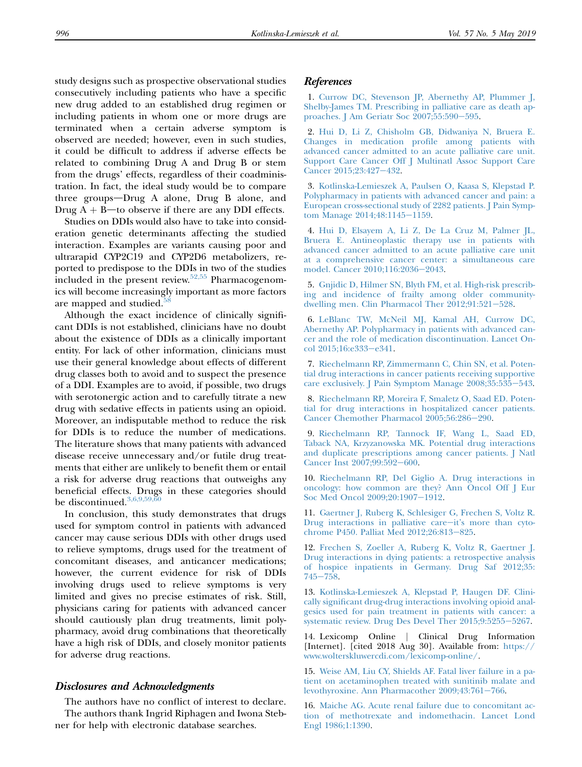study designs such as prospective observational studies consecutively including patients who have a specific new drug added to an established drug regimen or including patients in whom one or more drugs are terminated when a certain adverse symptom is observed are needed; however, even in such studies, it could be difficult to address if adverse effects be related to combining Drug A and Drug B or stem from the drugs' effects, regardless of their coadministration. In fact, the ideal study would be to compare three groups—Drug A alone, Drug B alone, and Drug A + B—to observe if there are any DDI effects.

Studies on DDIs would also have to take into consideration genetic determinants affecting the studied interaction. Examples are variants causing poor and ultrarapid CYP2C19 and CYP2D6 metabolizers, reported to predispose to the DDIs in two of the studies included in the present review.[52,55] Pharmacogenomics will become increasingly important as more factors are mapped and studied.[58]

Although the exact incidence of clinically significant DDIs is not established, clinicians have no doubt about the existence of DDIs as a clinically important entity. For lack of other information, clinicians must use their general knowledge about effects of different drug classes both to avoid and to suspect the presence of a DDI. Examples are to avoid, if possible, two drugs with serotonergic action and to carefully titrate a new drug with sedative effects in patients using an opioid. Moreover, an indisputable method to reduce the risk for DDIs is to reduce the number of medications. The literature shows that many patients with advanced disease receive unnecessary and/or futile drug treatments that either are unlikely to benefit them or entail a risk for adverse drug reactions that outweighs any beneficial effects. Drugs in these categories should be discontinued.[3,6,9,59,60]

In conclusion, this study demonstrates that drugs used for symptom control in patients with advanced cancer may cause serious DDIs with other drugs used to relieve symptoms, drugs used for the treatment of concomitant diseases, and anticancer medications; however, the current evidence for risk of DDIs involving drugs used to relieve symptoms is very limited and gives no precise estimates of risk. Still, physicians caring for patients with advanced cancer should cautiously plan drug treatments, limit polypharmacy, avoid drug combinations that theoretically have a high risk of DDIs, and closely monitor patients for adverse drug reactions.

## Disclosures and Acknowledgments

The authors have no conflict of interest to declare.

The authors thank Ingrid Riphagen and Iwona Stebner for help with electronic database searches.

## References

1. Currow DC, Stevenson JP, Abernethy AP, Plummer J, Shelby-James TM. Prescribing in palliative care as death approaches. J Am Geriatr Soc 2007;55:590–595.

2. Hui D, Li Z, Chisholm GB, Didwaniya N, Bruera E. Changes in medication profile among patients with advanced cancer admitted to an acute palliative care unit. Support Care Cancer Off J Multinatl Assoc Support Care Cancer 2015;23:427–432.

3. Kotlinska-Lemieszek A, Paulsen O, Kaasa S, Klepstad P. Polypharmacy in patients with advanced cancer and pain: a European cross-sectional study of 2282 patients. J Pain Symptom Manage 2014;48:1145–1159.

4. Hui D, Elsayem A, Li Z, De La Cruz M, Palmer JL, Bruera E. Antineoplastic therapy use in patients with advanced cancer admitted to an acute palliative care unit at a comprehensive cancer center: a simultaneous care model. Cancer 2010;116:2036–2043.

5. Gnjidic D, Hilmer SN, Blyth FM, et al. High-risk prescribing and incidence of frailty among older community-dwelling men. Clin Pharmacol Ther 2012;91:521–528.

6. LeBlanc TW, McNeil MJ, Kamal AH, Currow DC, Abernethy AP. Polypharmacy in patients with advanced cancer and the role of medication discontinuation. Lancet Oncol 2015;16:e333–e341.

7. Riechelmann RP, Zimmermann C, Chin SN, et al. Potential drug interactions in cancer patients receiving supportive care exclusively. J Pain Symptom Manage 2008;35:535–543.

8. Riechelmann RP, Moreira F, Smaletz O, Saad ED. Potential for drug interactions in hospitalized cancer patients. Cancer Chemother Pharmacol 2005;56:286–290.

9. Riechelmann RP, Tannock IF, Wang L, Saad ED, Taback NA, Krzyzanowska MK. Potential drug interactions and duplicate prescriptions among cancer patients. J Natl Cancer Inst 2007;99:592–600.

10. Riechelmann RP, Del Giglio A. Drug interactions in oncology: how common are they? Ann Oncol Off J Eur Soc Med Oncol 2009;20:1907–1912.

11. Gaertner J, Ruberg K, Schlesiger G, Frechen S, Voltz R. Drug interactions in palliative care—it's more than cytochrome P450. Palliat Med 2012;26:813–825.

12. Frechen S, Zoeller A, Ruberg K, Voltz R, Gaertner J. Drug interactions in dying patients: a retrospective analysis of hospice inpatients in Germany. Drug Saf 2012;35:745–758.

13. Kotlinska-Lemieszek A, Klepstad P, Haugen DF. Clinically significant drug-drug interactions involving opioid analgesics used for pain treatment in patients with cancer: a systematic review. Drug Des Devel Ther 2015;9:5255–5267.

14. Lexicomp Online | Clinical Drug Information [Internet]. [cited 2018 Aug 30]. Available from: https://www.wolterskluwercdi.com/lexicomp-online/.

15. Weise AM, Liu CY, Shields AF. Fatal liver failure in a patient on acetaminophen treated with sunitinib malate and levothyroxine. Ann Pharmacother 2009;43:761–766.

16. Maiche AG. Acute renal failure due to concomitant action of methotrexate and indomethacin. Lancet Lond Engl 1986;1:1390.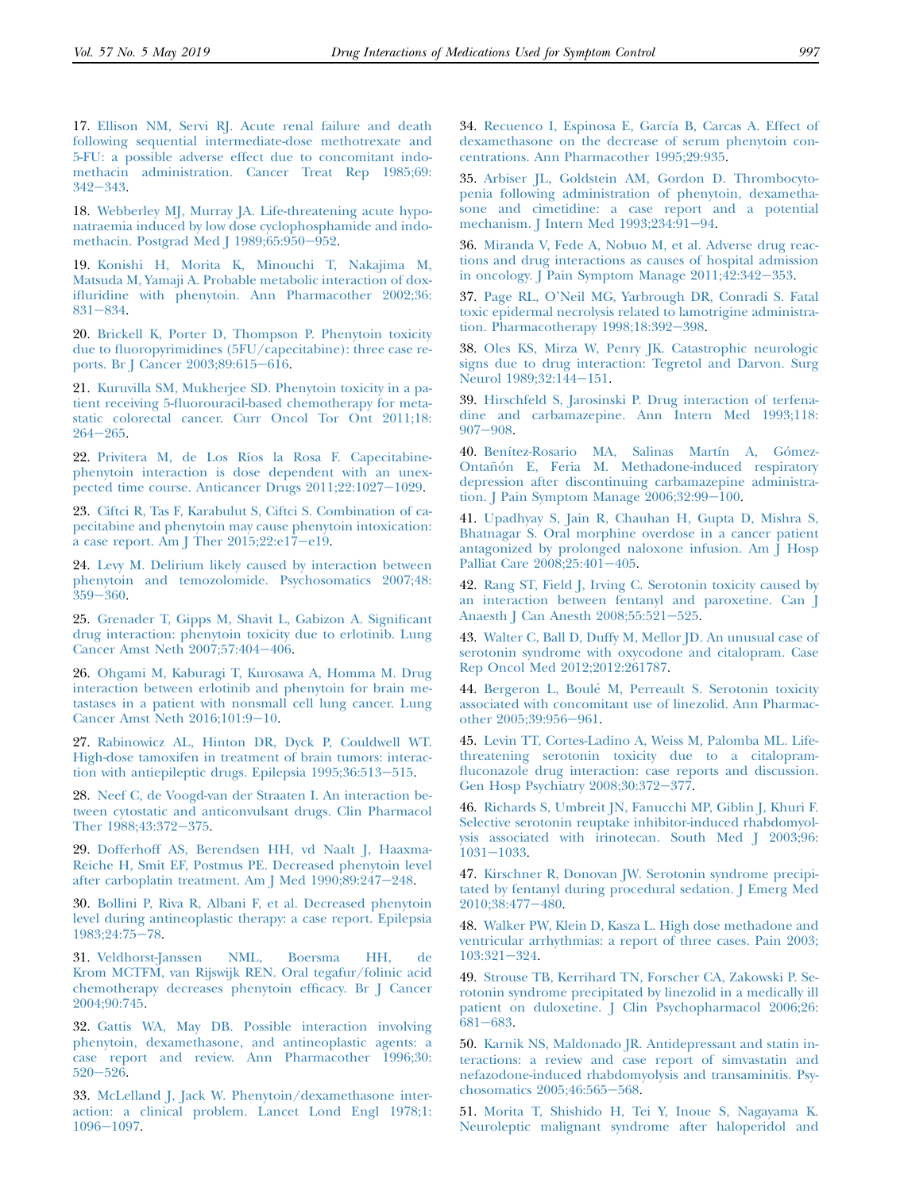17. Ellison NM, Servi RJ. Acute renal failure and death following sequential intermediate-dose methotrexate and 5-FU: a possible adverse effect due to concomitant indomethacin administration. Cancer Treat Rep 1985;69:342−343.

18. Webberley MJ, Murray JA. Life-threatening acute hyponatraemia induced by low dose cyclophosphamide and indomethacin. Postgrad Med J 1989;65:950−952.

19. Konishi H, Morita K, Minouchi T, Nakajima M, Matsuda M, Yamaji A. Probable metabolic interaction of doxifluridine with phenytoin. Ann Pharmacother 2002;36:831−834.

20. Brickell K, Porter D, Thompson P. Phenytoin toxicity due to fluoropyrimidines (5FU/capecitabine): three case reports. Br J Cancer 2003;89:615−616.

21. Kuruvilla SM, Mukherjee SD. Phenytoin toxicity in a patient receiving 5-fluorouracil-based chemotherapy for metastatic colorectal cancer. Curr Oncol Tor Ont 2011;18:264−265.

22. Privitera M, de Los Ríos la Rosa F. Capecitabine-phenytoin interaction is dose dependent with an unexpected time course. Anticancer Drugs 2011;22:1027−1029.

23. Ciftci R, Tas F, Karabulut S, Ciftci S. Combination of capecitabine and phenytoin may cause phenytoin intoxication: a case report. Am J Ther 2015;22:e17−e19.

24. Levy M. Delirium likely caused by interaction between phenytoin and temozolomide. Psychosomatics 2007;48:359−360.

25. Grenader T, Gipps M, Shavit L, Gabizon A. Significant drug interaction: phenytoin toxicity due to erlotinib. Lung Cancer Amst Neth 2007;57:404−406.

26. Ohgami M, Kaburagi T, Kurosawa A, Homma M. Drug interaction between erlotinib and phenytoin for brain metastases in a patient with nonsmall cell lung cancer. Lung Cancer Amst Neth 2016;101:9−10.

27. Rabinowicz AL, Hinton DR, Dyck P, Couldwell WT. High-dose tamoxifen in treatment of brain tumors: interaction with antiepileptic drugs. Epilepsia 1995;36:513−515.

28. Neef C, de Voogd-van der Straaten I. An interaction between cytostatic and anticonvulsant drugs. Clin Pharmacol Ther 1988;43:372−375.

29. Dofferhoff AS, Berendsen HH, vd Naalt J, Haaxma-Reiche H, Smit EF, Postmus PE. Decreased phenytoin level after carboplatin treatment. Am J Med 1990;89:247−248.

30. Bollini P, Riva R, Albani F, et al. Decreased phenytoin level during antineoplastic therapy: a case report. Epilepsia 1983;24:75−78.

31. Veldhorst-Janssen NML, Boersma HH, de Krom MCTFM, van Rijswijk REN. Oral tegafur/folinic acid chemotherapy decreases phenytoin efficacy. Br J Cancer 2004;90:745.

32. Gattis WA, May DB. Possible interaction involving phenytoin, dexamethasone, and antineoplastic agents: a case report and review. Ann Pharmacother 1996;30:520−526.

33. McLelland J, Jack W. Phenytoin/dexamethasone interaction: a clinical problem. Lancet Lond Engl 1978;1:1096−1097.

34. Recuenco I, Espinosa E, García B, Carcas A. Effect of dexamethasone on the decrease of serum phenytoin concentrations. Ann Pharmacother 1995;29:935.

35. Arbiser JL, Goldstein AM, Gordon D. Thrombocytopenia following administration of phenytoin, dexamethasone and cimetidine: a case report and a potential mechanism. J Intern Med 1993;234:91−94.

36. Miranda V, Fede A, Nobuo M, et al. Adverse drug reactions and drug interactions as causes of hospital admission in oncology. J Pain Symptom Manage 2011;42:342−353.

37. Page RL, O'Neil MG, Yarbrough DR, Conradi S. Fatal toxic epidermal necrolysis related to lamotrigine administration. Pharmacotherapy 1998;18:392−398.

38. Oles KS, Mirza W, Penry JK. Catastrophic neurologic signs due to drug interaction: Tegretol and Darvon. Surg Neurol 1989;32:144−151.

39. Hirschfeld S, Jarosinski P. Drug interaction of terfenadine and carbamazepine. Ann Intern Med 1993;118:907−908.

40. Benítez-Rosario MA, Salinas Martín A, Gómez-Ontañón E, Feria M. Methadone-induced respiratory depression after discontinuing carbamazepine administration. J Pain Symptom Manage 2006;32:99−100.

41. Upadhyay S, Jain R, Chauhan H, Gupta D, Mishra S, Bhatnagar S. Oral morphine overdose in a cancer patient antagonized by prolonged naloxone infusion. Am J Hosp Palliat Care 2008;25:401−405.

42. Rang ST, Field J, Irving C. Serotonin toxicity caused by an interaction between fentanyl and paroxetine. Can J Anaesth J Can Anesth 2008;55:521−525.

43. Walter C, Ball D, Duffy M, Mellor JD. An unusual case of serotonin syndrome with oxycodone and citalopram. Case Rep Oncol Med 2012;2012:261787.

44. Bergeron L, Boulé M, Perreault S. Serotonin toxicity associated with concomitant use of linezolid. Ann Pharmacother 2005;39:956−961.

45. Levin TT, Cortes-Ladino A, Weiss M, Palomba ML. Life-threatening serotonin toxicity due to a citalopram-fluconazole drug interaction: case reports and discussion. Gen Hosp Psychiatry 2008;30:372−377.

46. Richards S, Umbreit JN, Fanucchi MP, Giblin J, Khuri F. Selective serotonin reuptake inhibitor-induced rhabdomyolysis associated with irinotecan. South Med J 2003;96:1031−1033.

47. Kirschner R, Donovan JW. Serotonin syndrome precipitated by fentanyl during procedural sedation. J Emerg Med 2010;38:477−480.

48. Walker PW, Klein D, Kasza L. High dose methadone and ventricular arrhythmias: a report of three cases. Pain 2003;103:321−324.

49. Strouse TB, Kerrihard TN, Forscher CA, Zakowski P. Serotonin syndrome precipitated by linezolid in a medically ill patient on duloxetine. J Clin Psychopharmacol 2006;26:681−683.

50. Karnik NS, Maldonado JR. Antidepressant and statin interactions: a review and case report of simvastatin and nefazodone-induced rhabdomyolysis and transaminitis. Psychosomatics 2005;46:565−568.

51. Morita T, Shishido H, Tei Y, Inoue S, Nagayama K. Neuroleptic malignant syndrome after haloperidol and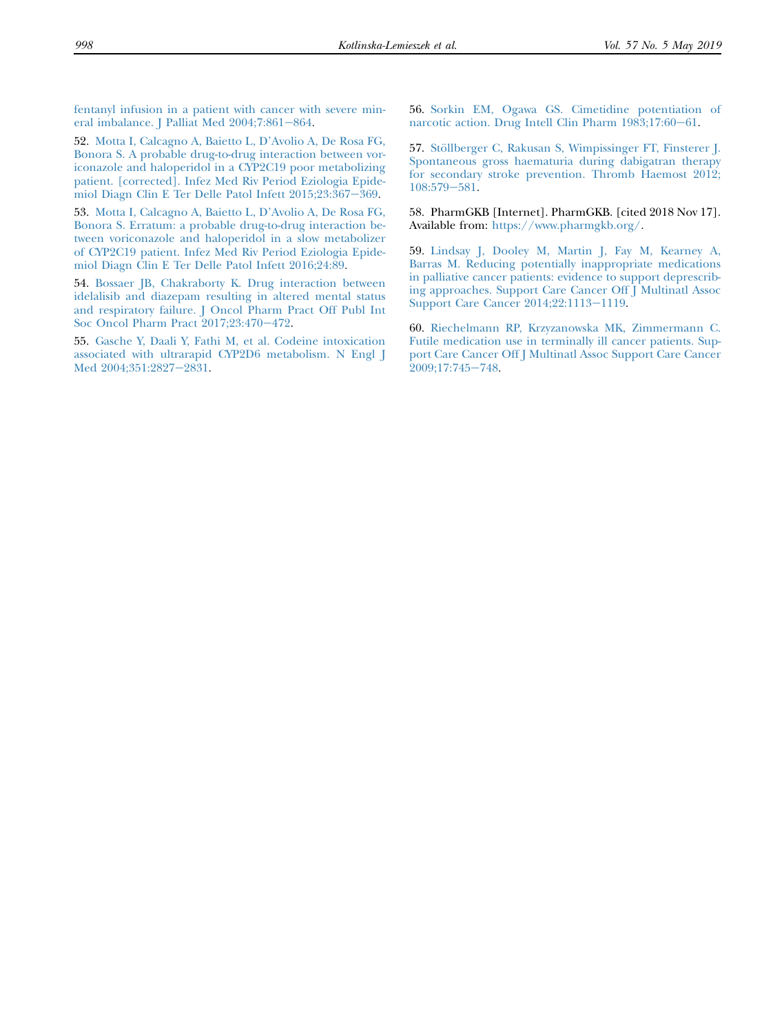fentanyl infusion in a patient with cancer with severe mineral imbalance. J Palliat Med 2004;7:861–864.

52. Motta I, Calcagno A, Baietto L, D'Avolio A, De Rosa FG, Bonora S. A probable drug-to-drug interaction between voriconazole and haloperidol in a CYP2C19 poor metabolizing patient. [corrected]. Infez Med Riv Period Eziologia Epidemiol Diagn Clin E Ter Delle Patol Infett 2015;23:367–369.

53. Motta I, Calcagno A, Baietto L, D'Avolio A, De Rosa FG, Bonora S. Erratum: a probable drug-to-drug interaction between voriconazole and haloperidol in a slow metabolizer of CYP2C19 patient. Infez Med Riv Period Eziologia Epidemiol Diagn Clin E Ter Delle Patol Infett 2016;24:89.

54. Bossaer JB, Chakraborty K. Drug interaction between idelalisib and diazepam resulting in altered mental status and respiratory failure. J Oncol Pharm Pract Off Publ Int Soc Oncol Pharm Pract 2017;23:470–472.

55. Gasche Y, Daali Y, Fathi M, et al. Codeine intoxication associated with ultrarapid CYP2D6 metabolism. N Engl J Med 2004;351:2827–2831.

56. Sorkin EM, Ogawa GS. Cimetidine potentiation of narcotic action. Drug Intell Clin Pharm 1983;17:60–61.

57. Stöllberger C, Rakusan S, Wimpissinger FT, Finsterer J. Spontaneous gross haematuria during dabigatran therapy for secondary stroke prevention. Thromb Haemost 2012;108:579–581.

58. PharmGKB [Internet]. PharmGKB. [cited 2018 Nov 17]. Available from: https://www.pharmgkb.org/.

59. Lindsay J, Dooley M, Martin J, Fay M, Kearney A, Barras M. Reducing potentially inappropriate medications in palliative cancer patients: evidence to support deprescribing approaches. Support Care Cancer Off J Multinatl Assoc Support Care Cancer 2014;22:1113–1119.

60. Riechelmann RP, Krzyzanowska MK, Zimmermann C. Futile medication use in terminally ill cancer patients. Support Care Cancer Off J Multinatl Assoc Support Care Cancer 2009;17:745–748.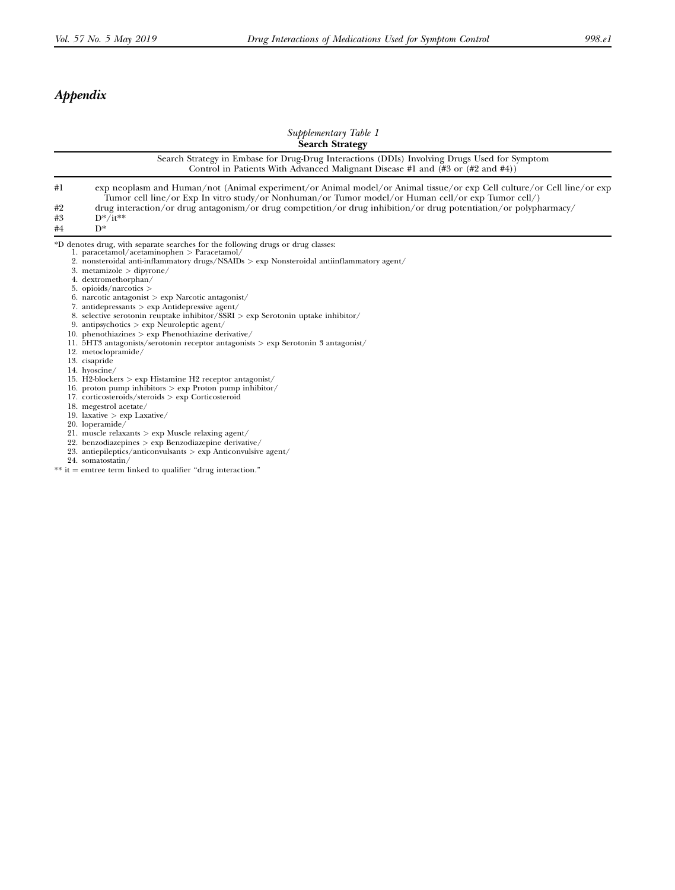# *Appendix*

*Supplementary Table 1*
**Search Strategy**

| | Search Strategy in Embase for Drug-Drug Interactions (DDIs) Involving Drugs Used for Symptom Control in Patients With Advanced Malignant Disease #1 and (#3 or (#2 and #4)) |
|---|---|
| #1 | exp neoplasm and Human/not (Animal experiment/or Animal model/or Animal tissue/or exp Cell culture/or Cell line/or exp Tumor cell line/or Exp In vitro study/or Nonhuman/or Tumor model/or Human cell/or exp Tumor cell/) |
| #2 | drug interaction/or drug antagonism/or drug competition/or drug inhibition/or drug potentiation/or polypharmacy/ |
| #3 | D*/it** |
| #4 | D* |

*D denotes drug, with separate searches for the following drugs or drug classes:

1. paracetamol/acetaminophen > Paracetamol/
2. nonsteroidal anti-inflammatory drugs/NSAIDs > exp Nonsteroidal antiinflammatory agent/
3. metamizole > dipyrone/
4. dextromethorphan/
5. opioids/narcotics >
6. narcotic antagonist > exp Narcotic antagonist/
7. antidepressants > exp Antidepressive agent/
8. selective serotonin reuptake inhibitor/SSRI > exp Serotonin uptake inhibitor/
9. antipsychotics > exp Neuroleptic agent/
10. phenothiazines > exp Phenothiazine derivative/
11. 5HT3 antagonists/serotonin receptor antagonists > exp Serotonin 3 antagonist/
12. metoclopramide/
13. cisapride
14. hyoscine/
15. H2-blockers > exp Histamine H2 receptor antagonist/
16. proton pump inhibitors > exp Proton pump inhibitor/
17. corticosteroids/steroids > exp Corticosteroid
18. megestrol acetate/
19. laxative > exp Laxative/
20. loperamide/
21. muscle relaxants > exp Muscle relaxing agent/
22. benzodiazepines > exp Benzodiazepine derivative/
23. antiepileptics/anticonvulsants > exp Anticonvulsive agent/
24. somatostatin/

** it = emtree term linked to qualifier "drug interaction."